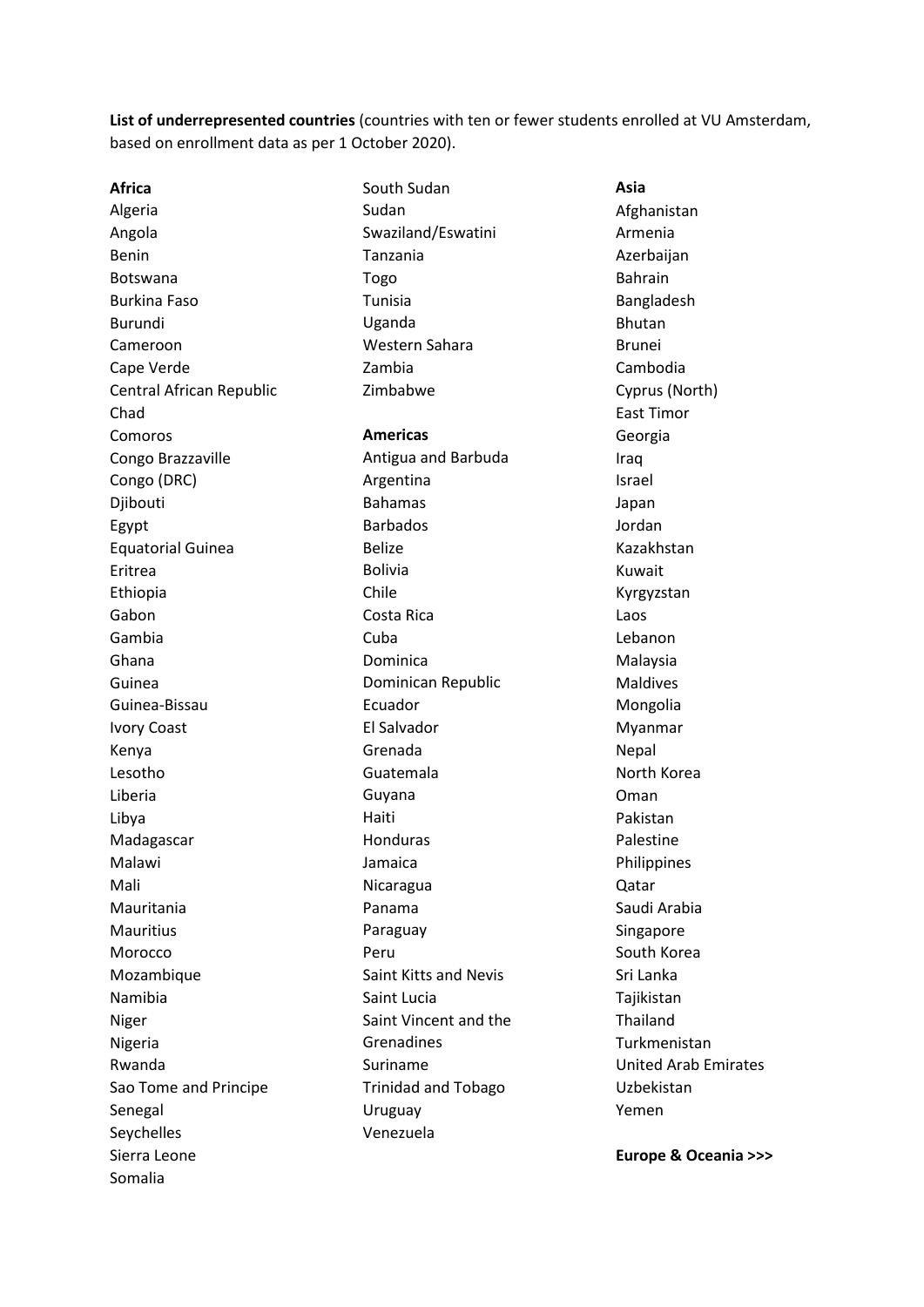**List of underrepresented countries** (countries with ten or fewer students enrolled at VU Amsterdam, based on enrollment data as per 1 October 2020).

**Africa**

Algeria
Angola
Benin
Botswana
Burkina Faso
Burundi
Cameroon
Cape Verde
Central African Republic
Chad
Comoros
Congo Brazzaville
Congo (DRC)
Djibouti
Egypt
Equatorial Guinea
Eritrea
Ethiopia
Gabon
Gambia
Ghana
Guinea
Guinea-Bissau
Ivory Coast
Kenya
Lesotho
Liberia
Libya
Madagascar
Malawi
Mali
Mauritania
Mauritius
Morocco
Mozambique
Namibia
Niger
Nigeria
Rwanda
Sao Tome and Principe
Senegal
Seychelles
Sierra Leone
Somalia
South Sudan
Sudan
Swaziland/Eswatini
Tanzania
Togo
Tunisia
Uganda
Western Sahara
Zambia
Zimbabwe

**Americas**

Antigua and Barbuda
Argentina
Bahamas
Barbados
Belize
Bolivia
Chile
Costa Rica
Cuba
Dominica
Dominican Republic
Ecuador
El Salvador
Grenada
Guatemala
Guyana
Haiti
Honduras
Jamaica
Nicaragua
Panama
Paraguay
Peru
Saint Kitts and Nevis
Saint Lucia
Saint Vincent and the Grenadines
Suriname
Trinidad and Tobago
Uruguay
Venezuela

**Asia**

Afghanistan
Armenia
Azerbaijan
Bahrain
Bangladesh
Bhutan
Brunei
Cambodia
Cyprus (North)
East Timor
Georgia
Iraq
Israel
Japan
Jordan
Kazakhstan
Kuwait
Kyrgyzstan
Laos
Lebanon
Malaysia
Maldives
Mongolia
Myanmar
Nepal
North Korea
Oman
Pakistan
Palestine
Philippines
Qatar
Saudi Arabia
Singapore
South Korea
Sri Lanka
Tajikistan
Thailand
Turkmenistan
United Arab Emirates
Uzbekistan
Yemen

**Europe & Oceania >>>**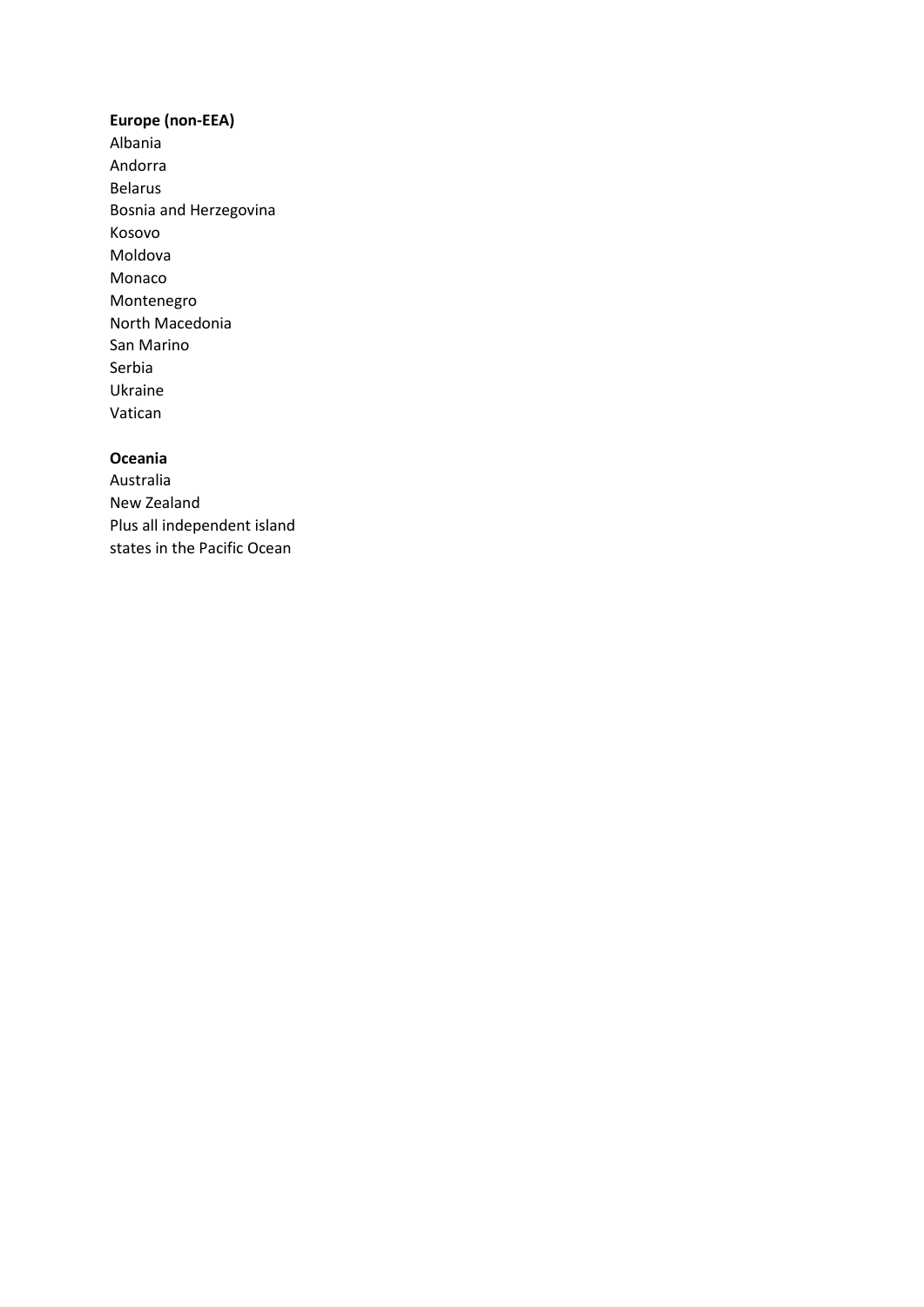**Europe (non-EEA)**

Albania
Andorra
Belarus
Bosnia and Herzegovina
Kosovo
Moldova
Monaco
Montenegro
North Macedonia
San Marino
Serbia
Ukraine
Vatican

**Oceania**

Australia
New Zealand
Plus all independent island states in the Pacific Ocean